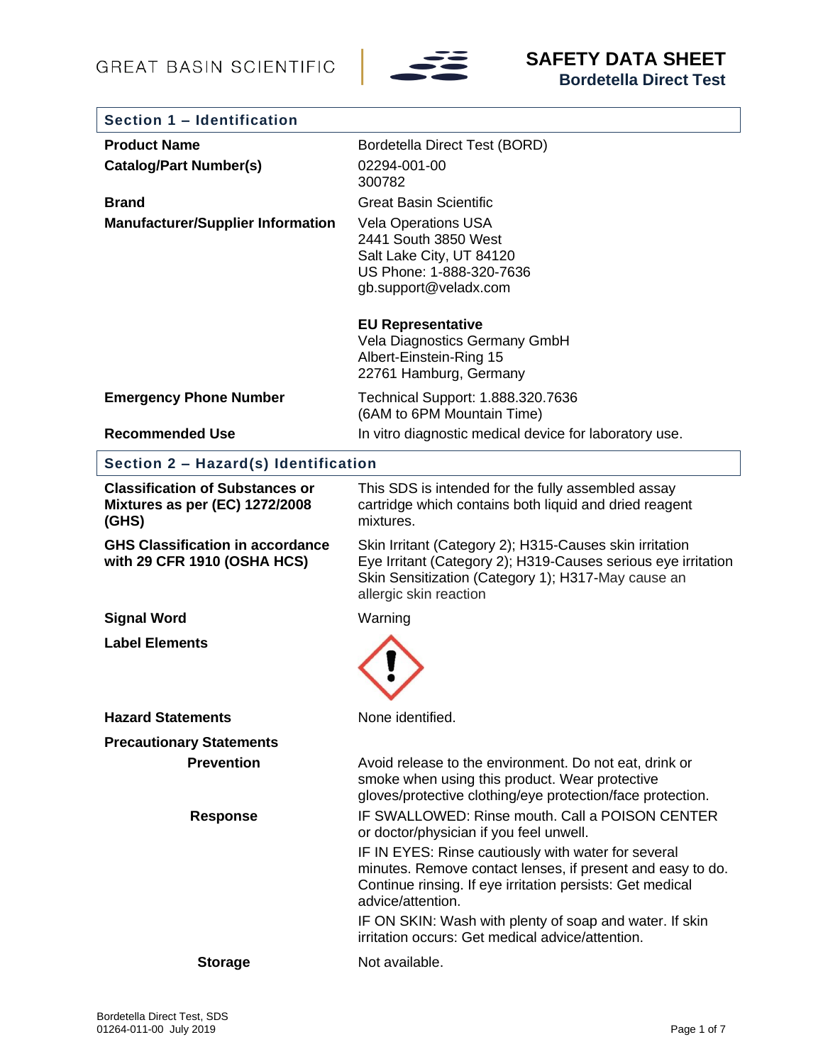GREAT BASIN SCIENTIFIC

# SAFETY DATA SHEET
## Bordetella Direct Test

## Section 1 – Identification

| | |
|---|---|
| **Product Name** | Bordetella Direct Test (BORD) |
| **Catalog/Part Number(s)** | 02294-001-00<br>300782 |
| **Brand** | Great Basin Scientific |
| **Manufacturer/Supplier Information** | Vela Operations USA<br>2441 South 3850 West<br>Salt Lake City, UT 84120<br>US Phone: 1-888-320-7636<br>gb.support@veladx.com<br><br>**EU Representative**<br>Vela Diagnostics Germany GmbH<br>Albert-Einstein-Ring 15<br>22761 Hamburg, Germany |
| **Emergency Phone Number** | Technical Support: 1.888.320.7636<br>(6AM to 6PM Mountain Time) |
| **Recommended Use** | In vitro diagnostic medical device for laboratory use. |

## Section 2 – Hazard(s) Identification

| | |
|---|---|
| **Classification of Substances or Mixtures as per (EC) 1272/2008 (GHS)** | This SDS is intended for the fully assembled assay cartridge which contains both liquid and dried reagent mixtures. |
| **GHS Classification in accordance with 29 CFR 1910 (OSHA HCS)** | Skin Irritant (Category 2); H315-Causes skin irritation<br>Eye Irritant (Category 2); H319-Causes serious eye irritation<br>Skin Sensitization (Category 1); H317-May cause an allergic skin reaction |
| **Signal Word** | Warning |
| **Label Elements** | |
| **Hazard Statements** | None identified. |
| **Precautionary Statements** | |
| **Prevention** | Avoid release to the environment. Do not eat, drink or smoke when using this product. Wear protective gloves/protective clothing/eye protection/face protection. |
| **Response** | IF SWALLOWED: Rinse mouth. Call a POISON CENTER or doctor/physician if you feel unwell.<br>IF IN EYES: Rinse cautiously with water for several minutes. Remove contact lenses, if present and easy to do. Continue rinsing. If eye irritation persists: Get medical advice/attention.<br>IF ON SKIN: Wash with plenty of soap and water. If skin irritation occurs: Get medical advice/attention. |
| **Storage** | Not available. |

Bordetella Direct Test, SDS
01264-011-00 July 2019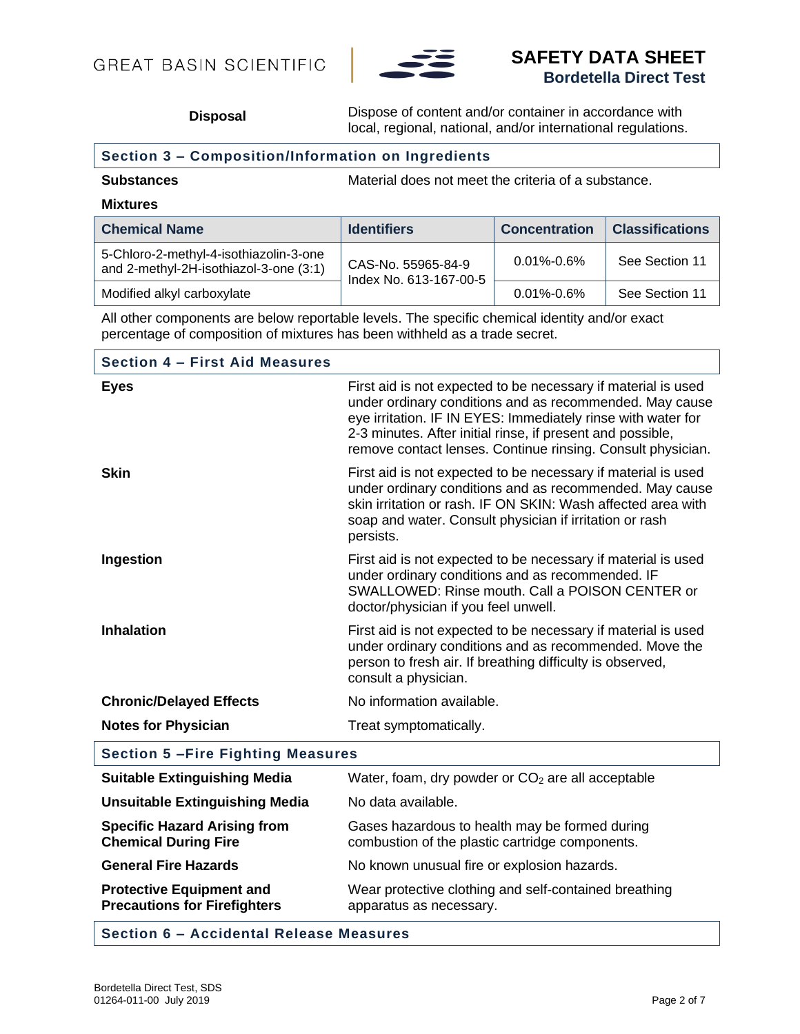| | |
|---|---|
| **Disposal** | Dispose of content and/or container in accordance with local, regional, national, and/or international regulations. |

## Section 3 – Composition/Information on Ingredients

**Substances** Material does not meet the criteria of a substance.

**Mixtures**

| Chemical Name | Identifiers | Concentration | Classifications |
|---|---|---|---|
| 5-Chloro-2-methyl-4-isothiazolin-3-one and 2-methyl-2H-isothiazol-3-one (3:1) | CAS-No. 55965-84-9 Index No. 613-167-00-5 | 0.01%-0.6% | See Section 11 |
| Modified alkyl carboxylate | | 0.01%-0.6% | See Section 11 |

All other components are below reportable levels. The specific chemical identity and/or exact percentage of composition of mixtures has been withheld as a trade secret.

## Section 4 – First Aid Measures

| | |
|---|---|
| **Eyes** | First aid is not expected to be necessary if material is used under ordinary conditions and as recommended. May cause eye irritation. IF IN EYES: Immediately rinse with water for 2-3 minutes. After initial rinse, if present and possible, remove contact lenses. Continue rinsing. Consult physician. |
| **Skin** | First aid is not expected to be necessary if material is used under ordinary conditions and as recommended. May cause skin irritation or rash. IF ON SKIN: Wash affected area with soap and water. Consult physician if irritation or rash persists. |
| **Ingestion** | First aid is not expected to be necessary if material is used under ordinary conditions and as recommended. IF SWALLOWED: Rinse mouth. Call a POISON CENTER or doctor/physician if you feel unwell. |
| **Inhalation** | First aid is not expected to be necessary if material is used under ordinary conditions and as recommended. Move the person to fresh air. If breathing difficulty is observed, consult a physician. |
| **Chronic/Delayed Effects** | No information available. |
| **Notes for Physician** | Treat symptomatically. |

## Section 5 –Fire Fighting Measures

| | |
|---|---|
| **Suitable Extinguishing Media** | Water, foam, dry powder or $CO_2$ are all acceptable |
| **Unsuitable Extinguishing Media** | No data available. |
| **Specific Hazard Arising from Chemical During Fire** | Gases hazardous to health may be formed during combustion of the plastic cartridge components. |
| **General Fire Hazards** | No known unusual fire or explosion hazards. |
| **Protective Equipment and Precautions for Firefighters** | Wear protective clothing and self-contained breathing apparatus as necessary. |

## Section 6 – Accidental Release Measures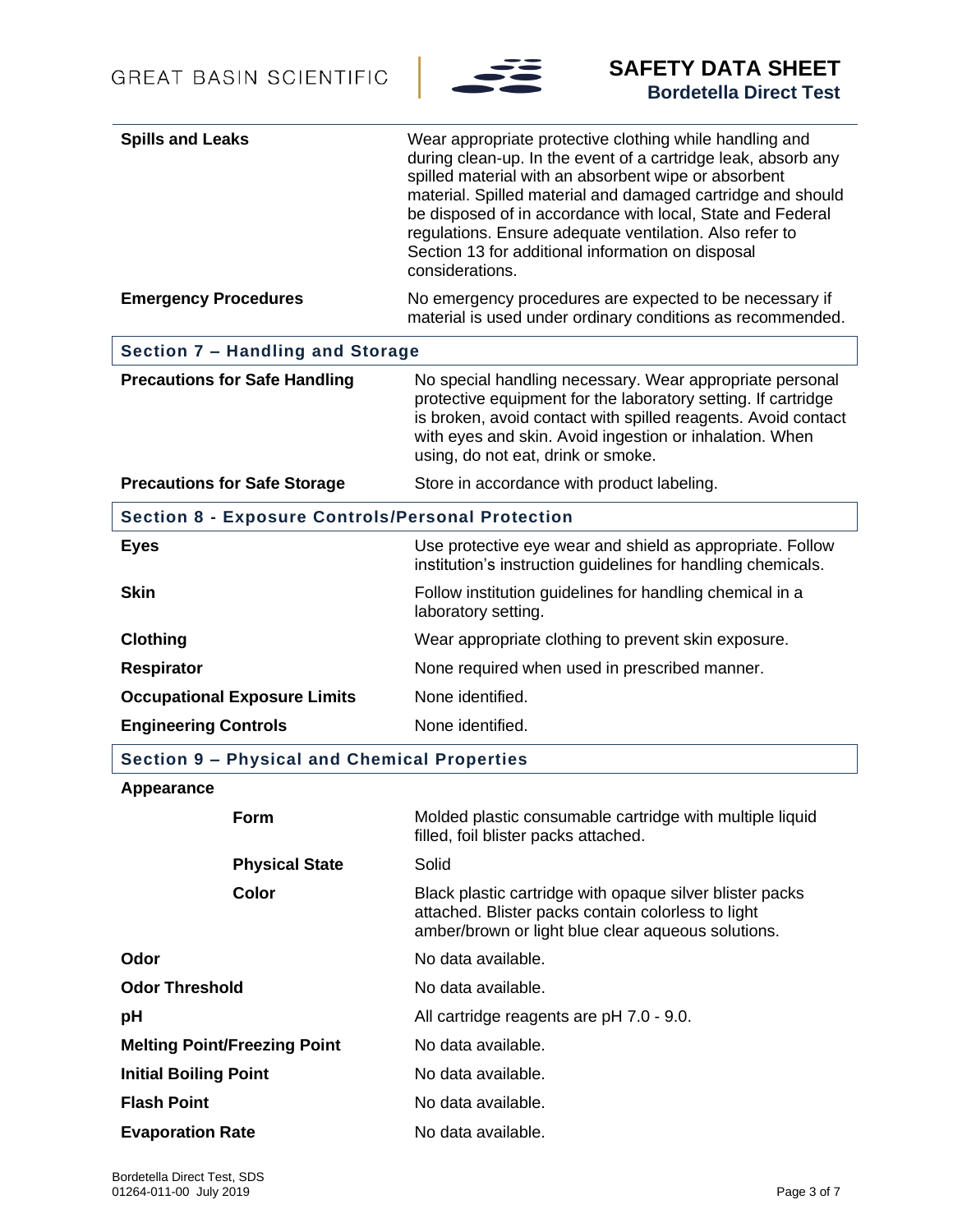| | |
|---|---|
| **Spills and Leaks** | Wear appropriate protective clothing while handling and during clean-up. In the event of a cartridge leak, absorb any spilled material with an absorbent wipe or absorbent material. Spilled material and damaged cartridge and should be disposed of in accordance with local, State and Federal regulations. Ensure adequate ventilation. Also refer to Section 13 for additional information on disposal considerations. |
| **Emergency Procedures** | No emergency procedures are expected to be necessary if material is used under ordinary conditions as recommended. |

## Section 7 – Handling and Storage

| | |
|---|---|
| **Precautions for Safe Handling** | No special handling necessary. Wear appropriate personal protective equipment for the laboratory setting. If cartridge is broken, avoid contact with spilled reagents. Avoid contact with eyes and skin. Avoid ingestion or inhalation. When using, do not eat, drink or smoke. |
| **Precautions for Safe Storage** | Store in accordance with product labeling. |

## Section 8 - Exposure Controls/Personal Protection

| | |
|---|---|
| **Eyes** | Use protective eye wear and shield as appropriate. Follow institution's instruction guidelines for handling chemicals. |
| **Skin** | Follow institution guidelines for handling chemical in a laboratory setting. |
| **Clothing** | Wear appropriate clothing to prevent skin exposure. |
| **Respirator** | None required when used in prescribed manner. |
| **Occupational Exposure Limits** | None identified. |
| **Engineering Controls** | None identified. |

## Section 9 – Physical and Chemical Properties

| | |
|---|---|
| **Appearance** | |
| **Form** | Molded plastic consumable cartridge with multiple liquid filled, foil blister packs attached. |
| **Physical State** | Solid |
| **Color** | Black plastic cartridge with opaque silver blister packs attached. Blister packs contain colorless to light amber/brown or light blue clear aqueous solutions. |
| **Odor** | No data available. |
| **Odor Threshold** | No data available. |
| **pH** | All cartridge reagents are pH 7.0 - 9.0. |
| **Melting Point/Freezing Point** | No data available. |
| **Initial Boiling Point** | No data available. |
| **Flash Point** | No data available. |
| **Evaporation Rate** | No data available. |

Bordetella Direct Test, SDS
01264-011-00 July 2019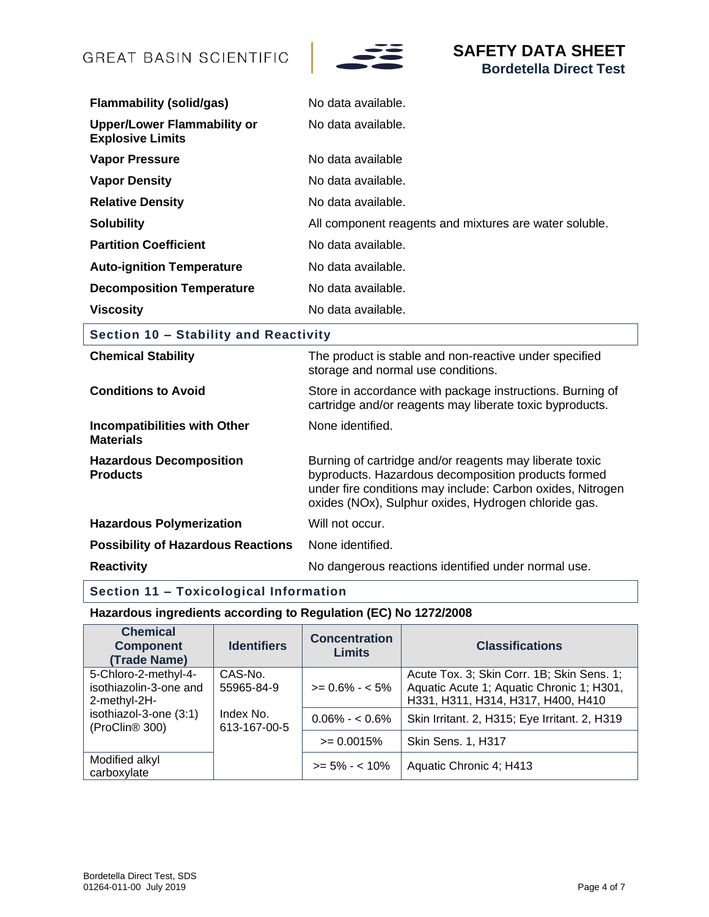| | |
|---|---|
| **Flammability (solid/gas)** | No data available. |
| **Upper/Lower Flammability or Explosive Limits** | No data available. |
| **Vapor Pressure** | No data available |
| **Vapor Density** | No data available. |
| **Relative Density** | No data available. |
| **Solubility** | All component reagents and mixtures are water soluble. |
| **Partition Coefficient** | No data available. |
| **Auto-ignition Temperature** | No data available. |
| **Decomposition Temperature** | No data available. |
| **Viscosity** | No data available. |

## Section 10 – Stability and Reactivity

| | |
|---|---|
| **Chemical Stability** | The product is stable and non-reactive under specified storage and normal use conditions. |
| **Conditions to Avoid** | Store in accordance with package instructions. Burning of cartridge and/or reagents may liberate toxic byproducts. |
| **Incompatibilities with Other Materials** | None identified. |
| **Hazardous Decomposition Products** | Burning of cartridge and/or reagents may liberate toxic byproducts. Hazardous decomposition products formed under fire conditions may include: Carbon oxides, Nitrogen oxides (NOx), Sulphur oxides, Hydrogen chloride gas. |
| **Hazardous Polymerization** | Will not occur. |
| **Possibility of Hazardous Reactions** | None identified. |
| **Reactivity** | No dangerous reactions identified under normal use. |

## Section 11 – Toxicological Information

**Hazardous ingredients according to Regulation (EC) No 1272/2008**

| Chemical Component (Trade Name) | Identifiers | Concentration Limits | Classifications |
|---|---|---|---|
| 5-Chloro-2-methyl-4-isothiazolin-3-one and 2-methyl-2H-isothiazol-3-one (3:1) (ProClin® 300) | CAS-No. 55965-84-9<br>Index No. 613-167-00-5 | >= 0.6% - < 5% | Acute Tox. 3; Skin Corr. 1B; Skin Sens. 1; Aquatic Acute 1; Aquatic Chronic 1; H301, H311, H314, H317, H400, H410 |
| | | 0.06% - < 0.6% | Skin Irritant. 2, H315; Eye Irritant. 2, H319 |
| | | >= 0.0015% | Skin Sens. 1, H317 |
| Modified alkyl carboxylate | | >= 5% - < 10% | Aquatic Chronic 4; H413 |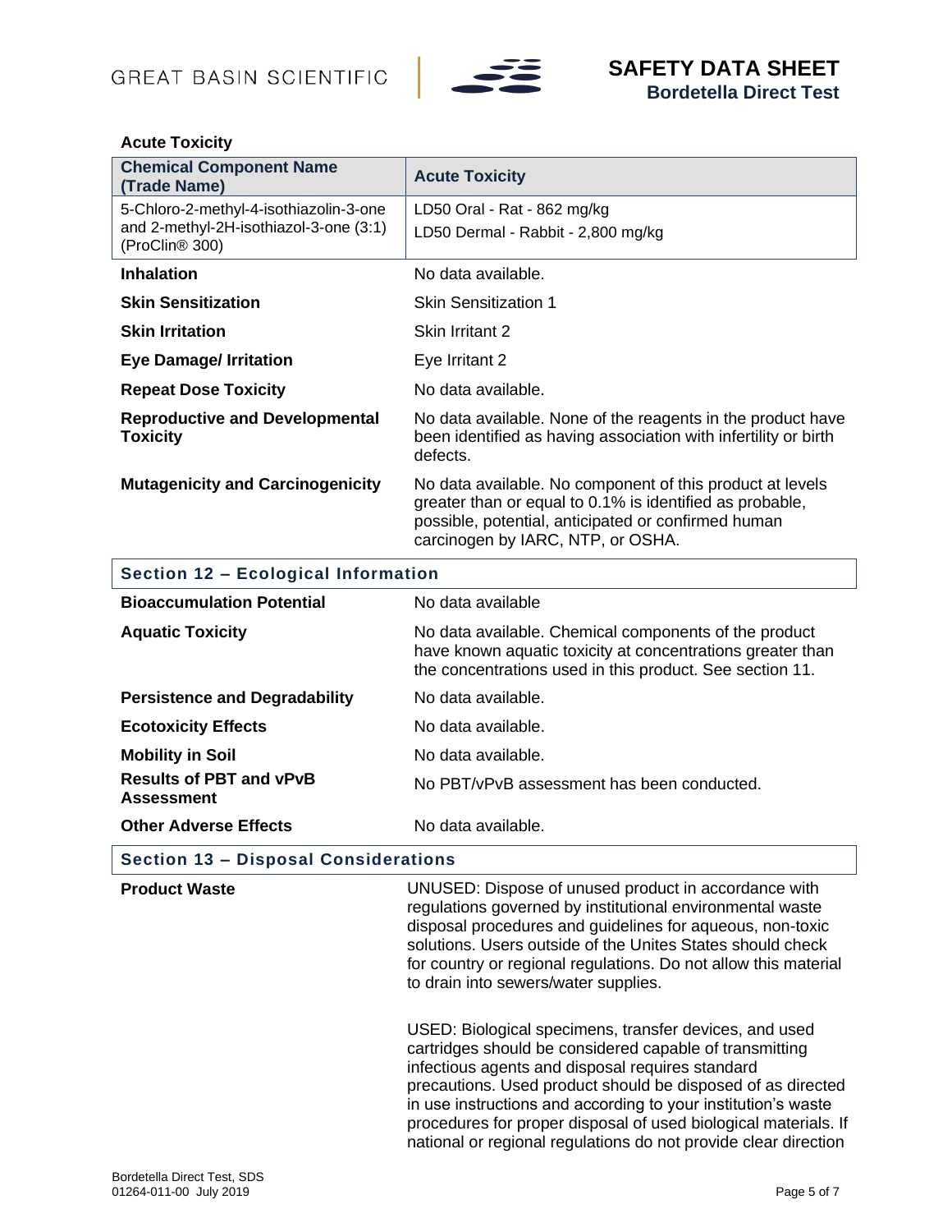**Acute Toxicity**

| Chemical Component Name (Trade Name) | Acute Toxicity |
| --- | --- |
| 5-Chloro-2-methyl-4-isothiazolin-3-one and 2-methyl-2H-isothiazol-3-one (3:1) (ProClin® 300) | LD50 Oral - Rat - 862 mg/kg<br>LD50 Dermal - Rabbit - 2,800 mg/kg |

| | |
| --- | --- |
| **Inhalation** | No data available. |
| **Skin Sensitization** | Skin Sensitization 1 |
| **Skin Irritation** | Skin Irritant 2 |
| **Eye Damage/ Irritation** | Eye Irritant 2 |
| **Repeat Dose Toxicity** | No data available. |
| **Reproductive and Developmental Toxicity** | No data available. None of the reagents in the product have been identified as having association with infertility or birth defects. |
| **Mutagenicity and Carcinogenicity** | No data available. No component of this product at levels greater than or equal to 0.1% is identified as probable, possible, potential, anticipated or confirmed human carcinogen by IARC, NTP, or OSHA. |

## Section 12 – Ecological Information

| | |
| --- | --- |
| **Bioaccumulation Potential** | No data available |
| **Aquatic Toxicity** | No data available. Chemical components of the product have known aquatic toxicity at concentrations greater than the concentrations used in this product. See section 11. |
| **Persistence and Degradability** | No data available. |
| **Ecotoxicity Effects** | No data available. |
| **Mobility in Soil** | No data available. |
| **Results of PBT and vPvB Assessment** | No PBT/vPvB assessment has been conducted. |
| **Other Adverse Effects** | No data available. |

## Section 13 – Disposal Considerations

**Product Waste**

UNUSED: Dispose of unused product in accordance with regulations governed by institutional environmental waste disposal procedures and guidelines for aqueous, non-toxic solutions. Users outside of the Unites States should check for country or regional regulations. Do not allow this material to drain into sewers/water supplies.

USED: Biological specimens, transfer devices, and used cartridges should be considered capable of transmitting infectious agents and disposal requires standard precautions. Used product should be disposed of as directed in use instructions and according to your institution's waste procedures for proper disposal of used biological materials. If national or regional regulations do not provide clear direction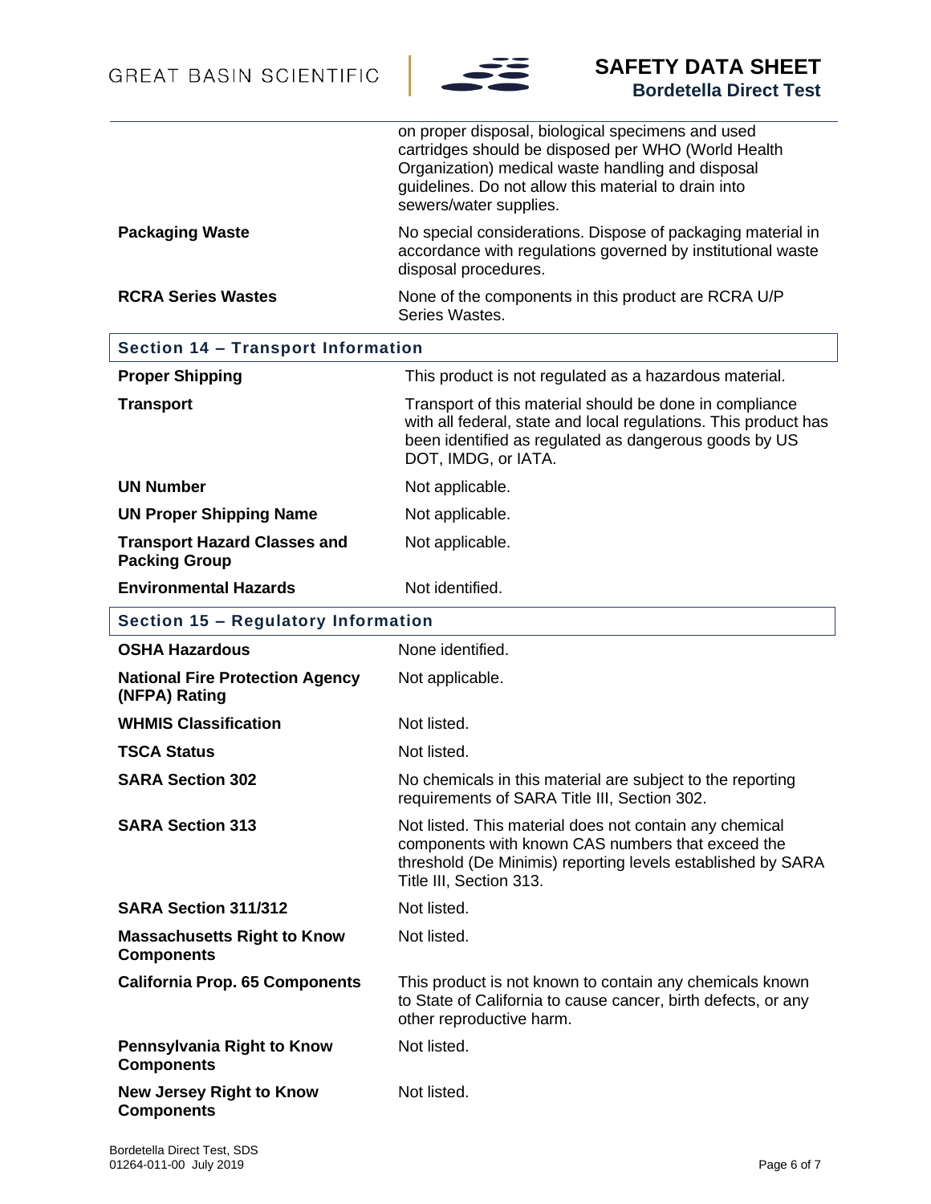| | |
|---|---|
| | on proper disposal, biological specimens and used cartridges should be disposed per WHO (World Health Organization) medical waste handling and disposal guidelines. Do not allow this material to drain into sewers/water supplies. |
| **Packaging Waste** | No special considerations. Dispose of packaging material in accordance with regulations governed by institutional waste disposal procedures. |
| **RCRA Series Wastes** | None of the components in this product are RCRA U/P Series Wastes. |

## Section 14 – Transport Information

| | |
|---|---|
| **Proper Shipping** | This product is not regulated as a hazardous material. |
| **Transport** | Transport of this material should be done in compliance with all federal, state and local regulations. This product has been identified as regulated as dangerous goods by US DOT, IMDG, or IATA. |
| **UN Number** | Not applicable. |
| **UN Proper Shipping Name** | Not applicable. |
| **Transport Hazard Classes and Packing Group** | Not applicable. |
| **Environmental Hazards** | Not identified. |

## Section 15 – Regulatory Information

| | |
|---|---|
| **OSHA Hazardous** | None identified. |
| **National Fire Protection Agency (NFPA) Rating** | Not applicable. |
| **WHMIS Classification** | Not listed. |
| **TSCA Status** | Not listed. |
| **SARA Section 302** | No chemicals in this material are subject to the reporting requirements of SARA Title III, Section 302. |
| **SARA Section 313** | Not listed. This material does not contain any chemical components with known CAS numbers that exceed the threshold (De Minimis) reporting levels established by SARA Title III, Section 313. |
| **SARA Section 311/312** | Not listed. |
| **Massachusetts Right to Know Components** | Not listed. |
| **California Prop. 65 Components** | This product is not known to contain any chemicals known to State of California to cause cancer, birth defects, or any other reproductive harm. |
| **Pennsylvania Right to Know Components** | Not listed. |
| **New Jersey Right to Know Components** | Not listed. |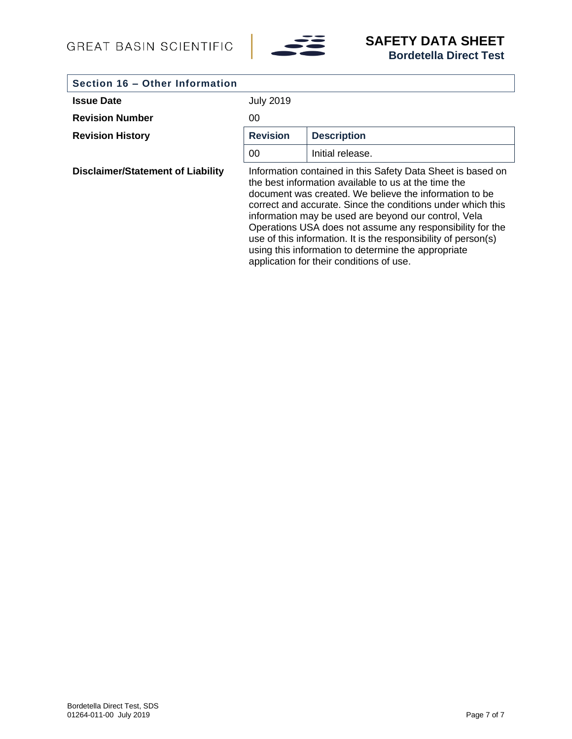## Section 16 – Other Information

**Issue Date** July 2019

**Revision Number** 00

**Revision History**

| Revision | Description |
|---|---|
| 00 | Initial release. |

**Disclaimer/Statement of Liability** Information contained in this Safety Data Sheet is based on the best information available to us at the time the document was created. We believe the information to be correct and accurate. Since the conditions under which this information may be used are beyond our control, Vela Operations USA does not assume any responsibility for the use of this information. It is the responsibility of person(s) using this information to determine the appropriate application for their conditions of use.